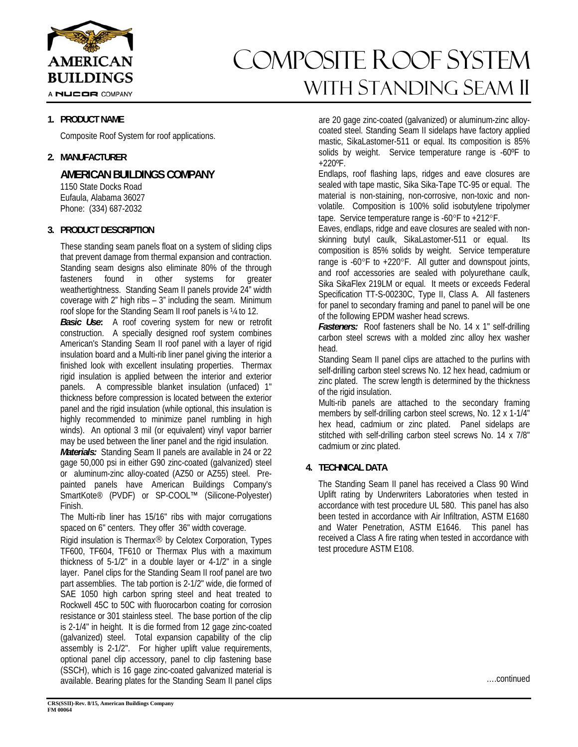# Composite Roof System with Standing Seam II

## 1. PRODUCT NAME

Composite Roof System for roof applications.

## 2. MANUFACTURER

### AMERICAN BUILDINGS COMPANY

1150 State Docks Road
Eufaula, Alabama 36027
Phone: (334) 687-2032

## 3. PRODUCT DESCRIPTION

These standing seam panels float on a system of sliding clips that prevent damage from thermal expansion and contraction. Standing seam designs also eliminate 80% of the through fasteners found in other systems for greater weathertightness. Standing Seam II panels provide 24" width coverage with 2" high ribs – 3" including the seam. Minimum roof slope for the Standing Seam II roof panels is ¼ to 12.

***Basic Use*:** A roof covering system for new or retrofit construction. A specially designed roof system combines American's Standing Seam II roof panel with a layer of rigid insulation board and a Multi-rib liner panel giving the interior a finished look with excellent insulating properties. Thermax rigid insulation is applied between the interior and exterior panels. A compressible blanket insulation (unfaced) 1" thickness before compression is located between the exterior panel and the rigid insulation (while optional, this insulation is highly recommended to minimize panel rumbling in high winds). An optional 3 mil (or equivalent) vinyl vapor barrier may be used between the liner panel and the rigid insulation.

***Materials:*** Standing Seam II panels are available in 24 or 22 gage 50,000 psi in either G90 zinc-coated (galvanized) steel or aluminum-zinc alloy-coated (AZ50 or AZ55) steel. Pre-painted panels have American Buildings Company's SmartKote® (PVDF) or SP-COOL™ (Silicone-Polyester) Finish.

The Multi-rib liner has 15/16" ribs with major corrugations spaced on 6" centers. They offer 36" width coverage.

Rigid insulation is Thermax® by Celotex Corporation, Types TF600, TF604, TF610 or Thermax Plus with a maximum thickness of 5-1/2" in a double layer or 4-1/2" in a single layer. Panel clips for the Standing Seam II roof panel are two part assemblies. The tab portion is 2-1/2" wide, die formed of SAE 1050 high carbon spring steel and heat treated to Rockwell 45C to 50C with fluorocarbon coating for corrosion resistance or 301 stainless steel. The base portion of the clip is 2-1/4" in height. It is die formed from 12 gage zinc-coated (galvanized) steel. Total expansion capability of the clip assembly is 2-1/2". For higher uplift value requirements, optional panel clip accessory, panel to clip fastening base (SSCH), which is 16 gage zinc-coated galvanized material is available. Bearing plates for the Standing Seam II panel clips are 20 gage zinc-coated (galvanized) or aluminum-zinc alloy-coated steel. Standing Seam II sidelaps have factory applied mastic, SikaLastomer-511 or equal. Its composition is 85% solids by weight. Service temperature range is -60ºF to +220ºF.

Endlaps, roof flashing laps, ridges and eave closures are sealed with tape mastic, Sika Sika-Tape TC-95 or equal. The material is non-staining, non-corrosive, non-toxic and non-volatile. Composition is 100% solid isobutylene tripolymer tape. Service temperature range is -60°F to +212°F.

Eaves, endlaps, ridge and eave closures are sealed with non-skinning butyl caulk, SikaLastomer-511 or equal. Its composition is 85% solids by weight. Service temperature range is -60°F to +220°F. All gutter and downspout joints, and roof accessories are sealed with polyurethane caulk, Sika SikaFlex 219LM or equal. It meets or exceeds Federal Specification TT-S-00230C, Type II, Class A. All fasteners for panel to secondary framing and panel to panel will be one of the following EPDM washer head screws.

***Fasteners:*** Roof fasteners shall be No. 14 x 1" self-drilling carbon steel screws with a molded zinc alloy hex washer head.

Standing Seam II panel clips are attached to the purlins with self-drilling carbon steel screws No. 12 hex head, cadmium or zinc plated. The screw length is determined by the thickness of the rigid insulation.

Multi-rib panels are attached to the secondary framing members by self-drilling carbon steel screws, No. 12 x 1-1/4" hex head, cadmium or zinc plated. Panel sidelaps are stitched with self-drilling carbon steel screws No. 14 x 7/8" cadmium or zinc plated.

## 4. TECHNICAL DATA

The Standing Seam II panel has received a Class 90 Wind Uplift rating by Underwriters Laboratories when tested in accordance with test procedure UL 580. This panel has also been tested in accordance with Air Infiltration, ASTM E1680 and Water Penetration, ASTM E1646. This panel has received a Class A fire rating when tested in accordance with test procedure ASTM E108.

….continued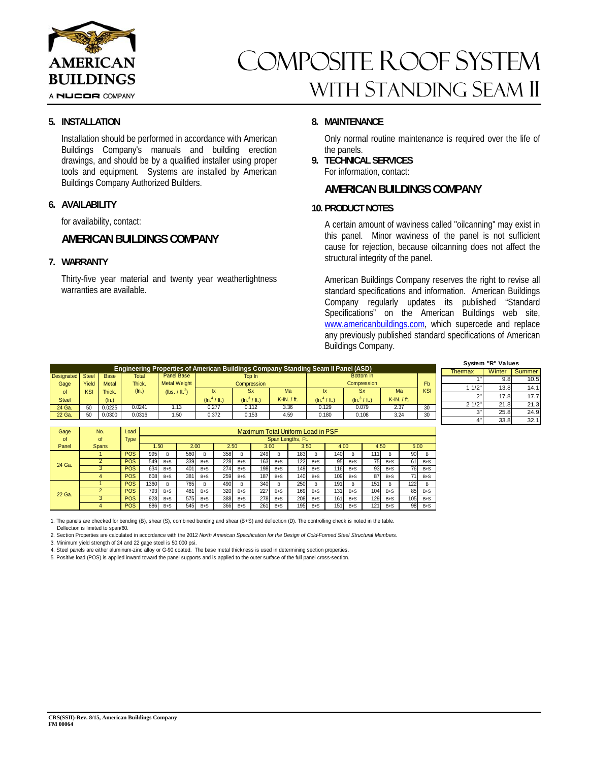# Composite Roof System with Standing Seam II

## 5. INSTALLATION

Installation should be performed in accordance with American Buildings Company's manuals and building erection drawings, and should be by a qualified installer using proper tools and equipment. Systems are installed by American Buildings Company Authorized Builders.

## 6. AVAILABILITY

for availability, contact:

### AMERICAN BUILDINGS COMPANY

## 7. WARRANTY

Thirty-five year material and twenty year weathertightness warranties are available.

## 8. MAINTENANCE

Only normal routine maintenance is required over the life of the panels.

## 9. TECHNICAL SERVICES

For information, contact:

### AMERICAN BUILDINGS COMPANY

## 10. PRODUCT NOTES

A certain amount of waviness called "oilcanning" may exist in this panel. Minor waviness of the panel is not sufficient cause for rejection, because oilcanning does not affect the structural integrity of the panel.

American Buildings Company reserves the right to revise all standard specifications and information. American Buildings Company regularly updates its published "Standard Specifications" on the American Buildings web site, www.americanbuildings.com, which supercede and replace any previously published standard specifications of American Buildings Company.

**Engineering Properties of American Buildings Company Standing Seam II Panel (ASD)**

| Designated Gage of Steel | Steel Yield KSI | Base Metal Thick. (In.) | Total Thick. (In.) | Panel Base Metal Weight (lbs. / ft.$^2$) | Top In Compression Ix (In.$^4$ / ft.) | Top In Compression Sx (In.$^3$ / ft.) | Top In Compression Ma K-IN. / ft. | Bottom In Compression Ix (In.$^4$ / ft.) | Bottom In Compression Sx (In.$^3$ / ft.) | Bottom In Compression Ma K-IN. / ft. | Fb KSI |
|---|---|---|---|---|---|---|---|---|---|---|---|
| 24 Ga. | 50 | 0.0225 | 0.0241 | 1.13 | 0.277 | 0.112 | 3.36 | 0.129 | 0.079 | 2.37 | 30 |
| 22 Ga. | 50 | 0.0300 | 0.0316 | 1.50 | 0.372 | 0.153 | 4.59 | 0.180 | 0.108 | 3.24 | 30 |

**System "R" Values**

| Thermax | Winter | Summer |
|---|---|---|
| 1" | 9.8 | 10.5 |
| 1 1/2" | 13.8 | 14.1 |
| 2" | 17.8 | 17.7 |
| 2 1/2" | 21.8 | 21.3 |
| 3" | 25.8 | 24.9 |
| 4" | 33.8 | 32.1 |

**Maximum Total Uniform Load in PSF**

| Gage of Panel | No. of Spans | Load Type | 1.50 | | 2.00 | | 2.50 | | 3.00 | | 3.50 | | 4.00 | | 4.50 | | 5.00 | |
|---|---|---|---|---|---|---|---|---|---|---|---|---|---|---|---|---|---|---|
| 24 Ga. | 1 | POS | 995 | B | 560 | B | 358 | B | 249 | B | 183 | B | 140 | B | 111 | B | 90 | B |
| | 2 | POS | 549 | B+S | 339 | B+S | 228 | B+S | 163 | B+S | 122 | B+S | 95 | B+S | 75 | B+S | 61 | B+S |
| | 3 | POS | 634 | B+S | 401 | B+S | 274 | B+S | 198 | B+S | 149 | B+S | 116 | B+S | 93 | B+S | 76 | B+S |
| | 4 | POS | 608 | B+S | 381 | B+S | 259 | B+S | 187 | B+S | 140 | B+S | 109 | B+S | 87 | B+S | 71 | B+S |
| 22 Ga. | 1 | POS | 1360 | B | 765 | B | 490 | B | 340 | B | 250 | B | 191 | B | 151 | B | 122 | B |
| | 2 | POS | 793 | B+S | 481 | B+S | 320 | B+S | 227 | B+S | 169 | B+S | 131 | B+S | 104 | B+S | 85 | B+S |
| | 3 | POS | 928 | B+S | 575 | B+S | 388 | B+S | 278 | B+S | 208 | B+S | 161 | B+S | 129 | B+S | 105 | B+S |
| | 4 | POS | 886 | B+S | 545 | B+S | 366 | B+S | 261 | B+S | 195 | B+S | 151 | B+S | 121 | B+S | 98 | B+S |

Span Lengths, Ft.

1. The panels are checked for bending (B), shear (S), combined bending and shear (B+S) and deflection (D). The controlling check is noted in the table. Deflection is limited to span/60.
2. Section Properties are calculated in accordance with the 2012 *North American Specification for the Design of Cold-Formed Steel Structural Members*.
3. Minimum yield strength of 24 and 22 gage steel is 50,000 psi.
4. Steel panels are either aluminum-zinc alloy or G-90 coated. The base metal thickness is used in determining section properties.
5. Positive load (POS) is applied inward toward the panel supports and is applied to the outer surface of the full panel cross-section.

CRS(SSII)-Rev. 8/15, American Buildings Company
FM 00064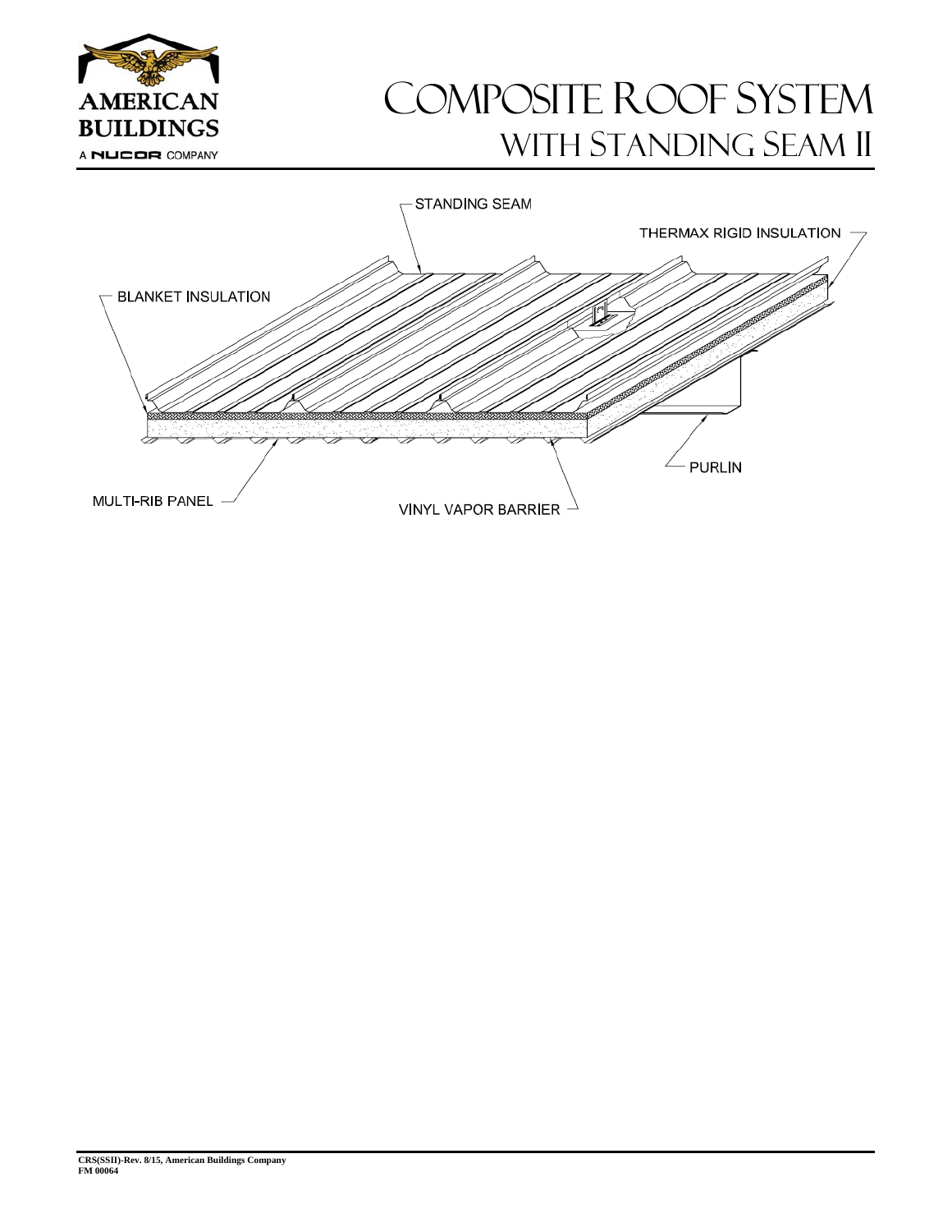# Composite Roof System
## with Standing Seam II

STANDING SEAM

THERMAX RIGID INSULATION

BLANKET INSULATION

PURLIN

MULTI-RIB PANEL

VINYL VAPOR BARRIER

**CRS(SSII)-Rev. 8/15, American Buildings Company**
**FM 00064**